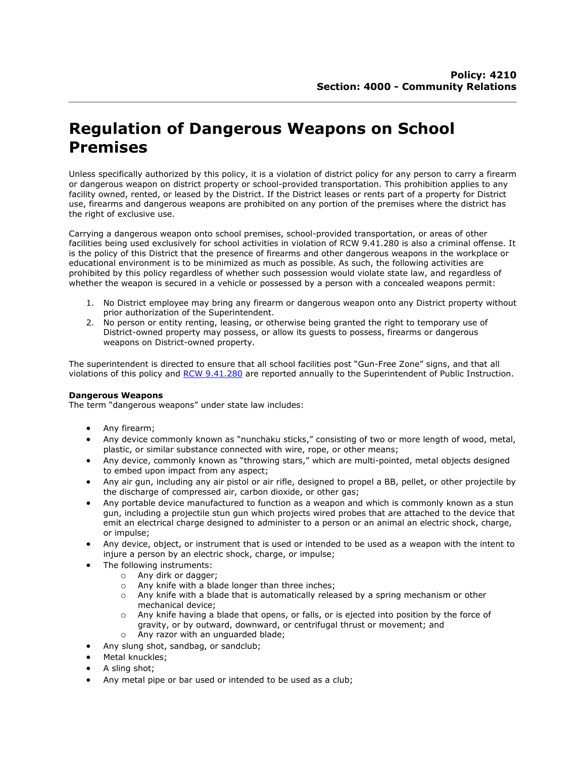**Policy: 4210**
**Section: 4000 - Community Relations**

# Regulation of Dangerous Weapons on School Premises

Unless specifically authorized by this policy, it is a violation of district policy for any person to carry a firearm or dangerous weapon on district property or school-provided transportation. This prohibition applies to any facility owned, rented, or leased by the District. If the District leases or rents part of a property for District use, firearms and dangerous weapons are prohibited on any portion of the premises where the district has the right of exclusive use.

Carrying a dangerous weapon onto school premises, school-provided transportation, or areas of other facilities being used exclusively for school activities in violation of RCW 9.41.280 is also a criminal offense. It is the policy of this District that the presence of firearms and other dangerous weapons in the workplace or educational environment is to be minimized as much as possible. As such, the following activities are prohibited by this policy regardless of whether such possession would violate state law, and regardless of whether the weapon is secured in a vehicle or possessed by a person with a concealed weapons permit:

1. No District employee may bring any firearm or dangerous weapon onto any District property without prior authorization of the Superintendent.
2. No person or entity renting, leasing, or otherwise being granted the right to temporary use of District-owned property may possess, or allow its guests to possess, firearms or dangerous weapons on District-owned property.

The superintendent is directed to ensure that all school facilities post "Gun-Free Zone" signs, and that all violations of this policy and RCW 9.41.280 are reported annually to the Superintendent of Public Instruction.

**Dangerous Weapons**
The term "dangerous weapons" under state law includes:

- Any firearm;
- Any device commonly known as "nunchaku sticks," consisting of two or more length of wood, metal, plastic, or similar substance connected with wire, rope, or other means;
- Any device, commonly known as "throwing stars," which are multi-pointed, metal objects designed to embed upon impact from any aspect;
- Any air gun, including any air pistol or air rifle, designed to propel a BB, pellet, or other projectile by the discharge of compressed air, carbon dioxide, or other gas;
- Any portable device manufactured to function as a weapon and which is commonly known as a stun gun, including a projectile stun gun which projects wired probes that are attached to the device that emit an electrical charge designed to administer to a person or an animal an electric shock, charge, or impulse;
- Any device, object, or instrument that is used or intended to be used as a weapon with the intent to injure a person by an electric shock, charge, or impulse;
- The following instruments:
  - Any dirk or dagger;
  - Any knife with a blade longer than three inches;
  - Any knife with a blade that is automatically released by a spring mechanism or other mechanical device;
  - Any knife having a blade that opens, or falls, or is ejected into position by the force of gravity, or by outward, downward, or centrifugal thrust or movement; and
  - Any razor with an unguarded blade;
- Any slung shot, sandbag, or sandclub;
- Metal knuckles;
- A sling shot;
- Any metal pipe or bar used or intended to be used as a club;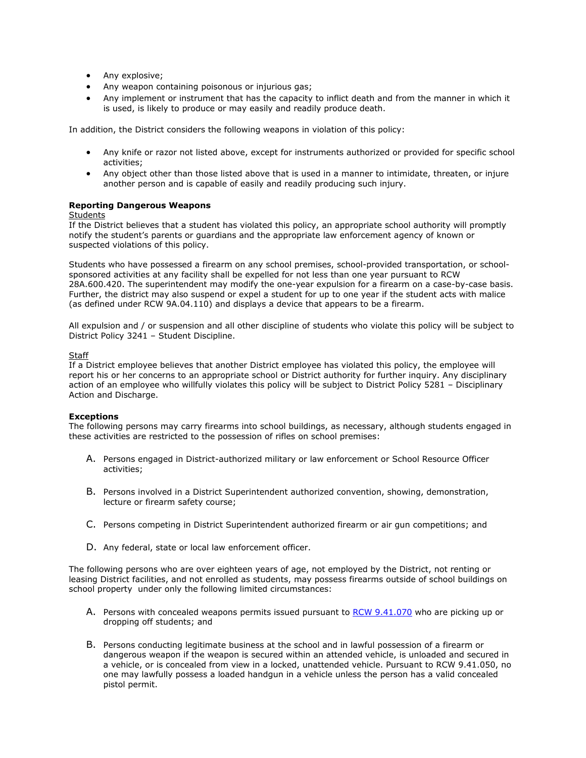- Any explosive;
- Any weapon containing poisonous or injurious gas;
- Any implement or instrument that has the capacity to inflict death and from the manner in which it is used, is likely to produce or may easily and readily produce death.

In addition, the District considers the following weapons in violation of this policy:

- Any knife or razor not listed above, except for instruments authorized or provided for specific school activities;
- Any object other than those listed above that is used in a manner to intimidate, threaten, or injure another person and is capable of easily and readily producing such injury.

**Reporting Dangerous Weapons**

Students

If the District believes that a student has violated this policy, an appropriate school authority will promptly notify the student's parents or guardians and the appropriate law enforcement agency of known or suspected violations of this policy.

Students who have possessed a firearm on any school premises, school-provided transportation, or school-sponsored activities at any facility shall be expelled for not less than one year pursuant to RCW 28A.600.420. The superintendent may modify the one-year expulsion for a firearm on a case-by-case basis. Further, the district may also suspend or expel a student for up to one year if the student acts with malice (as defined under RCW 9A.04.110) and displays a device that appears to be a firearm.

All expulsion and / or suspension and all other discipline of students who violate this policy will be subject to District Policy 3241 – Student Discipline.

Staff

If a District employee believes that another District employee has violated this policy, the employee will report his or her concerns to an appropriate school or District authority for further inquiry. Any disciplinary action of an employee who willfully violates this policy will be subject to District Policy 5281 – Disciplinary Action and Discharge.

**Exceptions**

The following persons may carry firearms into school buildings, as necessary, although students engaged in these activities are restricted to the possession of rifles on school premises:

A. Persons engaged in District-authorized military or law enforcement or School Resource Officer activities;

B. Persons involved in a District Superintendent authorized convention, showing, demonstration, lecture or firearm safety course;

C. Persons competing in District Superintendent authorized firearm or air gun competitions; and

D. Any federal, state or local law enforcement officer.

The following persons who are over eighteen years of age, not employed by the District, not renting or leasing District facilities, and not enrolled as students, may possess firearms outside of school buildings on school property under only the following limited circumstances:

A. Persons with concealed weapons permits issued pursuant to [RCW 9.41.070](RCW 9.41.070) who are picking up or dropping off students; and

B. Persons conducting legitimate business at the school and in lawful possession of a firearm or dangerous weapon if the weapon is secured within an attended vehicle, is unloaded and secured in a vehicle, or is concealed from view in a locked, unattended vehicle. Pursuant to RCW 9.41.050, no one may lawfully possess a loaded handgun in a vehicle unless the person has a valid concealed pistol permit.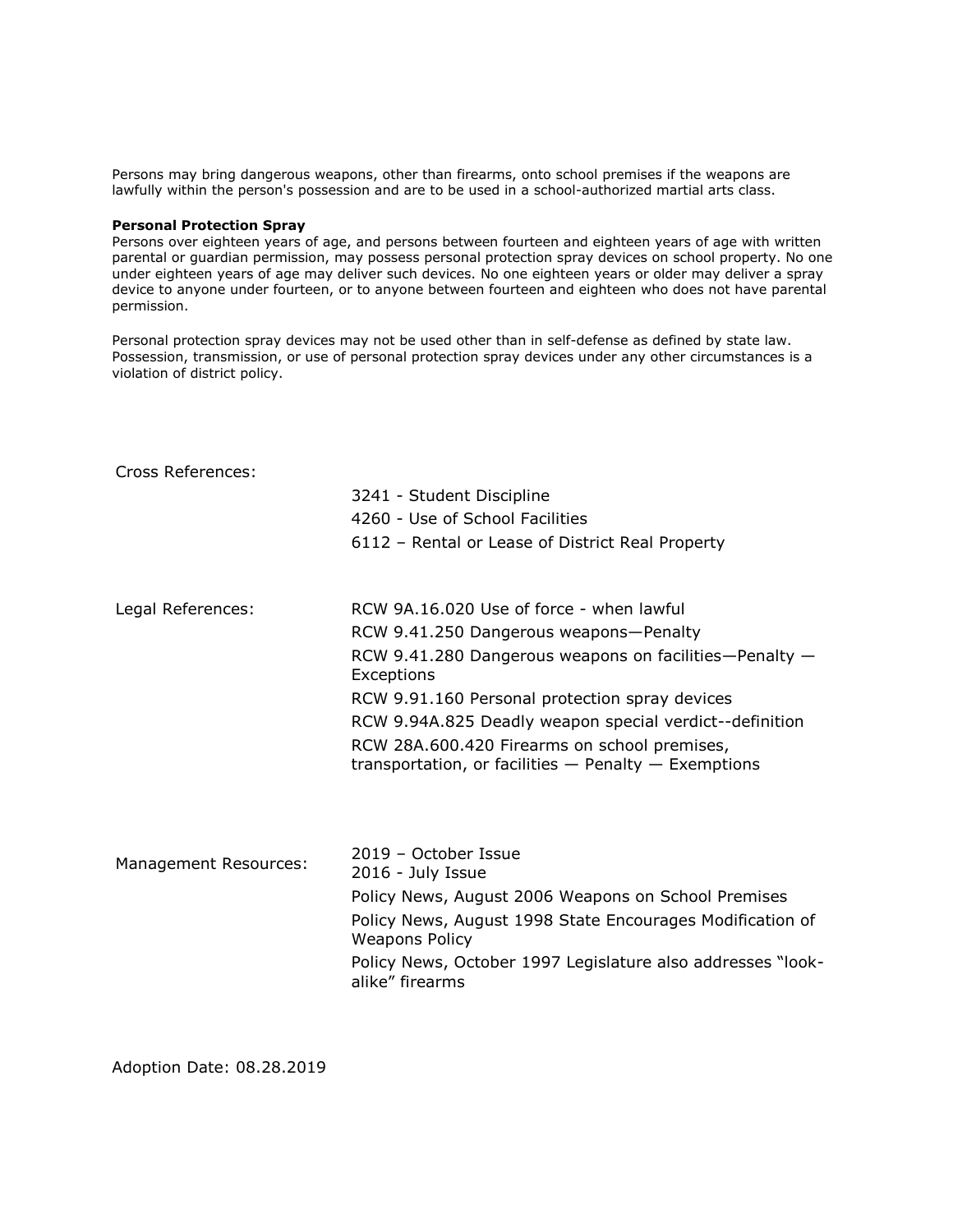Persons may bring dangerous weapons, other than firearms, onto school premises if the weapons are lawfully within the person's possession and are to be used in a school-authorized martial arts class.

**Personal Protection Spray**

Persons over eighteen years of age, and persons between fourteen and eighteen years of age with written parental or guardian permission, may possess personal protection spray devices on school property. No one under eighteen years of age may deliver such devices. No one eighteen years or older may deliver a spray device to anyone under fourteen, or to anyone between fourteen and eighteen who does not have parental permission.

Personal protection spray devices may not be used other than in self-defense as defined by state law. Possession, transmission, or use of personal protection spray devices under any other circumstances is a violation of district policy.

| | |
|---|---|
| Cross References: | 3241 - Student Discipline<br>4260 - Use of School Facilities<br>6112 – Rental or Lease of District Real Property |
| Legal References: | RCW 9A.16.020 Use of force - when lawful<br>RCW 9.41.250 Dangerous weapons—Penalty<br>RCW 9.41.280 Dangerous weapons on facilities—Penalty — Exceptions<br>RCW 9.91.160 Personal protection spray devices<br>RCW 9.94A.825 Deadly weapon special verdict--definition<br>RCW 28A.600.420 Firearms on school premises, transportation, or facilities — Penalty — Exemptions |
| Management Resources: | 2019 – October Issue<br>2016 - July Issue<br>Policy News, August 2006 Weapons on School Premises<br>Policy News, August 1998 State Encourages Modification of Weapons Policy<br>Policy News, October 1997 Legislature also addresses "look-alike" firearms |

Adoption Date: 08.28.2019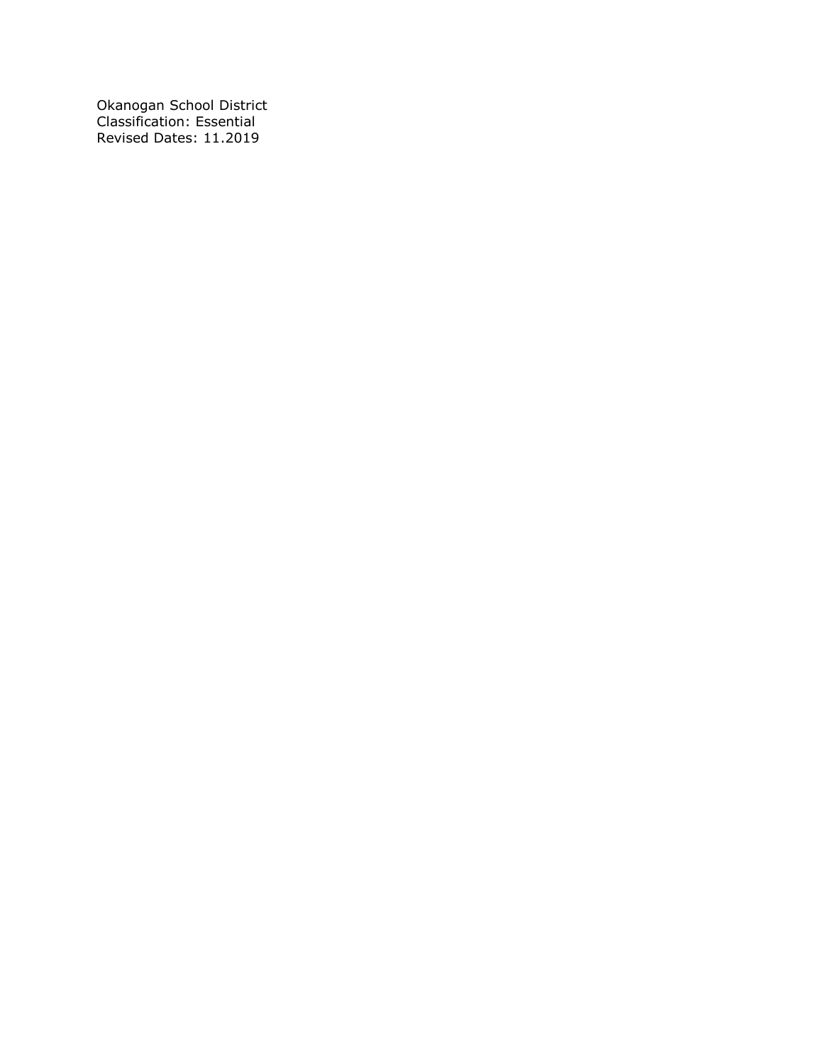Okanogan School District
Classification: Essential
Revised Dates: 11.2019